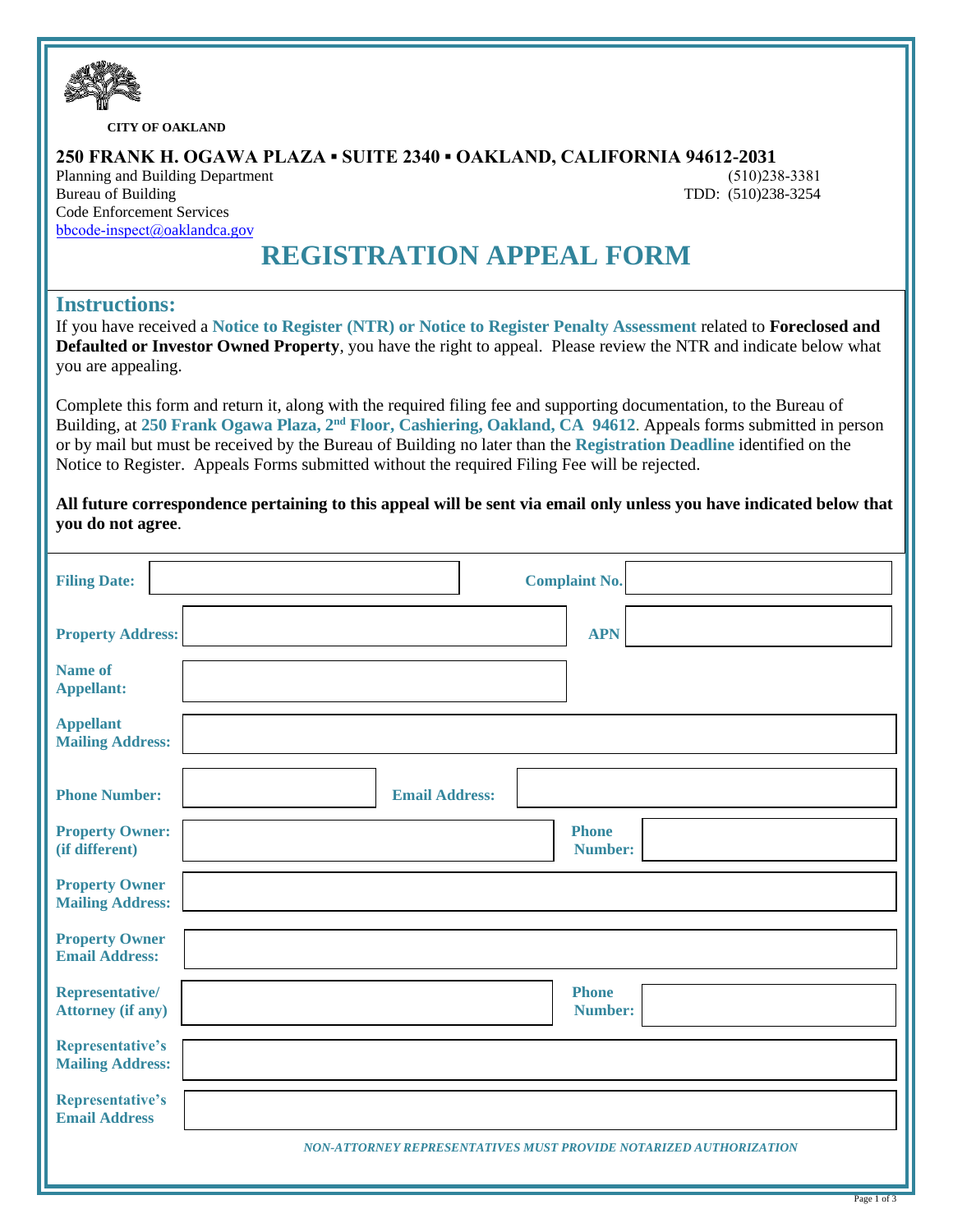**CITY OF OAKLAND**

**250 FRANK H. OGAWA PLAZA ▪ SUITE 2340 ▪ OAKLAND, CALIFORNIA 94612-2031**

Planning and Building Department (510)238-3381
Bureau of Building TDD: (510)238-3254
Code Enforcement Services
bbcode-inspect@oaklandca.gov

# REGISTRATION APPEAL FORM

## Instructions:

If you have received a **Notice to Register (NTR) or Notice to Register Penalty Assessment** related to **Foreclosed and Defaulted or Investor Owned Property**, you have the right to appeal. Please review the NTR and indicate below what you are appealing.

Complete this form and return it, along with the required filing fee and supporting documentation, to the Bureau of Building, at **250 Frank Ogawa Plaza, 2nd Floor, Cashiering, Oakland, CA 94612**. Appeals forms submitted in person or by mail but must be received by the Bureau of Building no later than the **Registration Deadline** identified on the Notice to Register. Appeals Forms submitted without the required Filing Fee will be rejected.

**All future correspondence pertaining to this appeal will be sent via email only unless you have indicated below that you do not agree**.

| | | | |
|---|---|---|---|
| **Filing Date:** | | **Complaint No.** | |
| **Property Address:** | | **APN** | |
| **Name of Appellant:** | | | |
| **Appellant Mailing Address:** | | | |
| **Phone Number:** | | **Email Address:** | |
| **Property Owner: (if different)** | | **Phone Number:** | |
| **Property Owner Mailing Address:** | | | |
| **Property Owner Email Address:** | | | |
| **Representative/ Attorney (if any)** | | **Phone Number:** | |
| **Representative's Mailing Address:** | | | |
| **Representative's Email Address** | | | |

***NON-ATTORNEY REPRESENTATIVES MUST PROVIDE NOTARIZED AUTHORIZATION***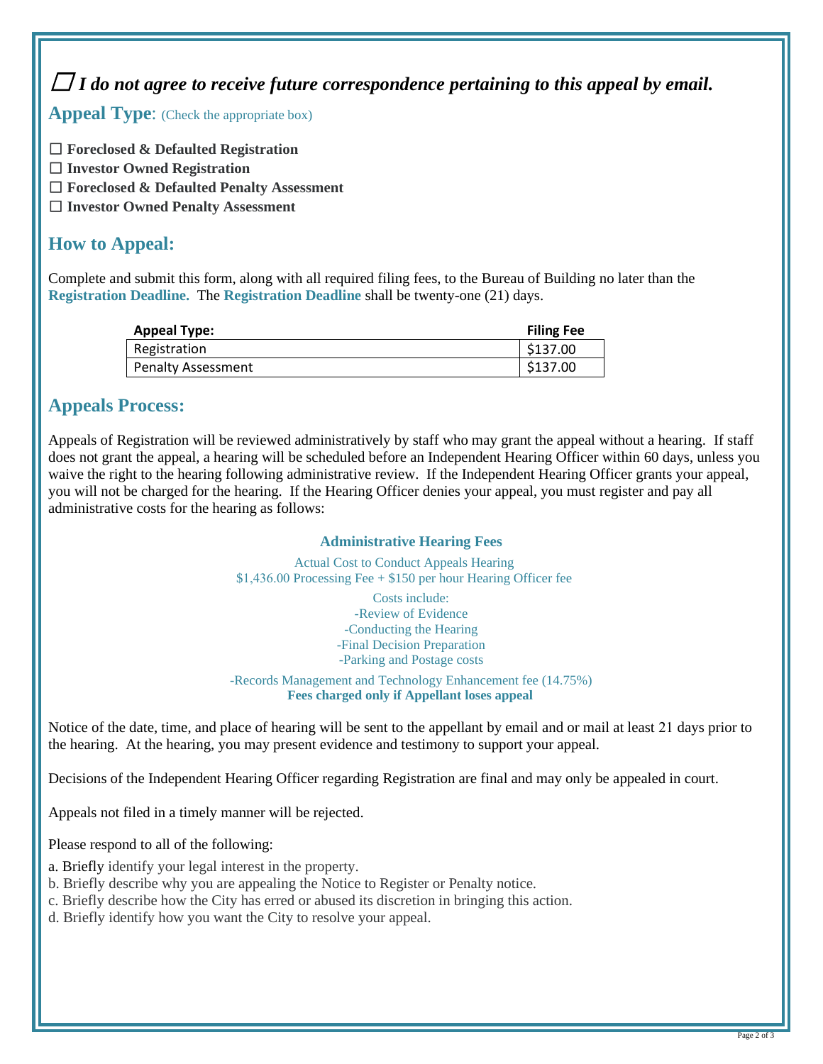☐ ***I do not agree to receive future correspondence pertaining to this appeal by email.***

## Appeal Type: (Check the appropriate box)

☐ **Foreclosed & Defaulted Registration**
☐ **Investor Owned Registration**
☐ **Foreclosed & Defaulted Penalty Assessment**
☐ **Investor Owned Penalty Assessment**

## How to Appeal:

Complete and submit this form, along with all required filing fees, to the Bureau of Building no later than the **Registration Deadline.** The **Registration Deadline** shall be twenty-one (21) days.

| Appeal Type: | Filing Fee |
|---|---|
| Registration | $137.00 |
| Penalty Assessment | $137.00 |

## Appeals Process:

Appeals of Registration will be reviewed administratively by staff who may grant the appeal without a hearing. If staff does not grant the appeal, a hearing will be scheduled before an Independent Hearing Officer within 60 days, unless you waive the right to the hearing following administrative review. If the Independent Hearing Officer grants your appeal, you will not be charged for the hearing. If the Hearing Officer denies your appeal, you must register and pay all administrative costs for the hearing as follows:

**Administrative Hearing Fees**

Actual Cost to Conduct Appeals Hearing
$1,436.00 Processing Fee + $150 per hour Hearing Officer fee

Costs include:
-Review of Evidence
-Conducting the Hearing
-Final Decision Preparation
-Parking and Postage costs

-Records Management and Technology Enhancement fee (14.75%)
**Fees charged only if Appellant loses appeal**

Notice of the date, time, and place of hearing will be sent to the appellant by email and or mail at least 21 days prior to the hearing. At the hearing, you may present evidence and testimony to support your appeal.

Decisions of the Independent Hearing Officer regarding Registration are final and may only be appealed in court.

Appeals not filed in a timely manner will be rejected.

Please respond to all of the following:

a. Briefly identify your legal interest in the property.
b. Briefly describe why you are appealing the Notice to Register or Penalty notice.
c. Briefly describe how the City has erred or abused its discretion in bringing this action.
d. Briefly identify how you want the City to resolve your appeal.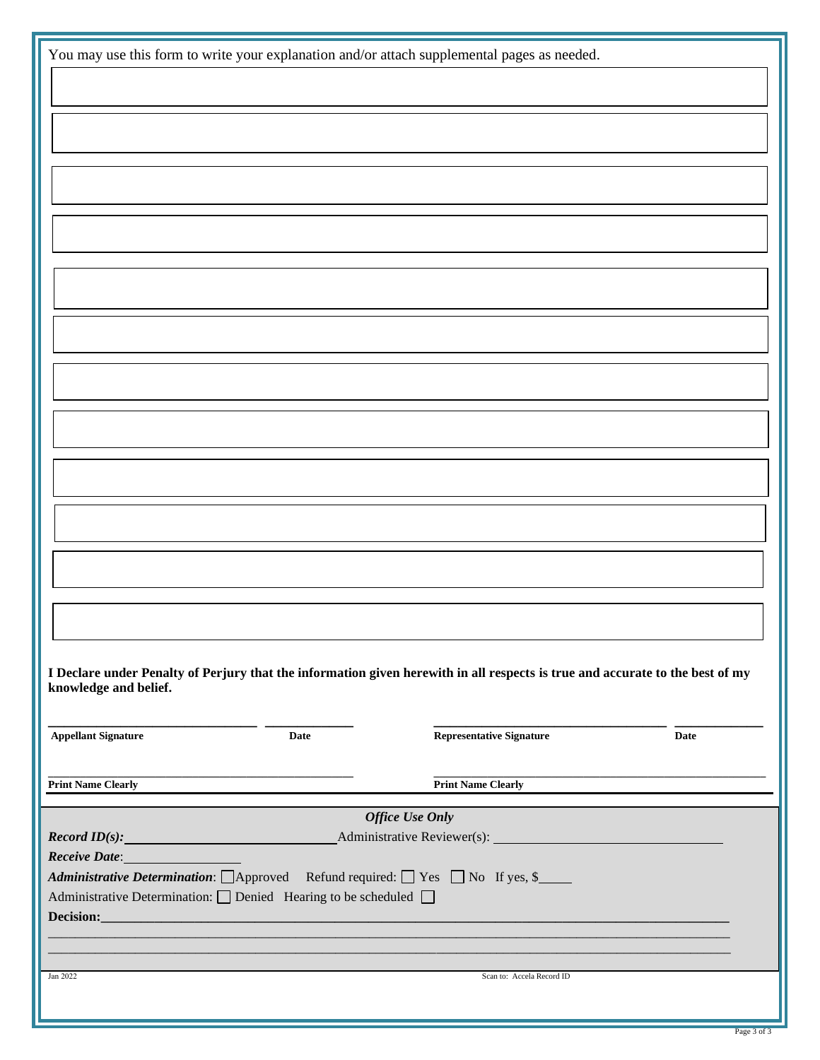You may use this form to write your explanation and/or attach supplemental pages as needed.

**I Declare under Penalty of Perjury that the information given herewith in all respects is true and accurate to the best of my knowledge and belief.**

| | | | |
|---|---|---|---|
| **Appellant Signature** | **Date** | **Representative Signature** | **Date** |
| **Print Name Clearly** | | **Print Name Clearly** | |

***Office Use Only***

***Record ID(s):*** ______________________ Administrative Reviewer(s): ______________________

***Receive Date***: ______________

***Administrative Determination***: ☐ Approved  Refund required: ☐ Yes ☐ No  If yes, $_____

Administrative Determination: ☐ Denied  Hearing to be scheduled ☐

**Decision:** ____________________________________________________________

____________________________________________________________

____________________________________________________________

Jan 2022

Scan to: Accela Record ID